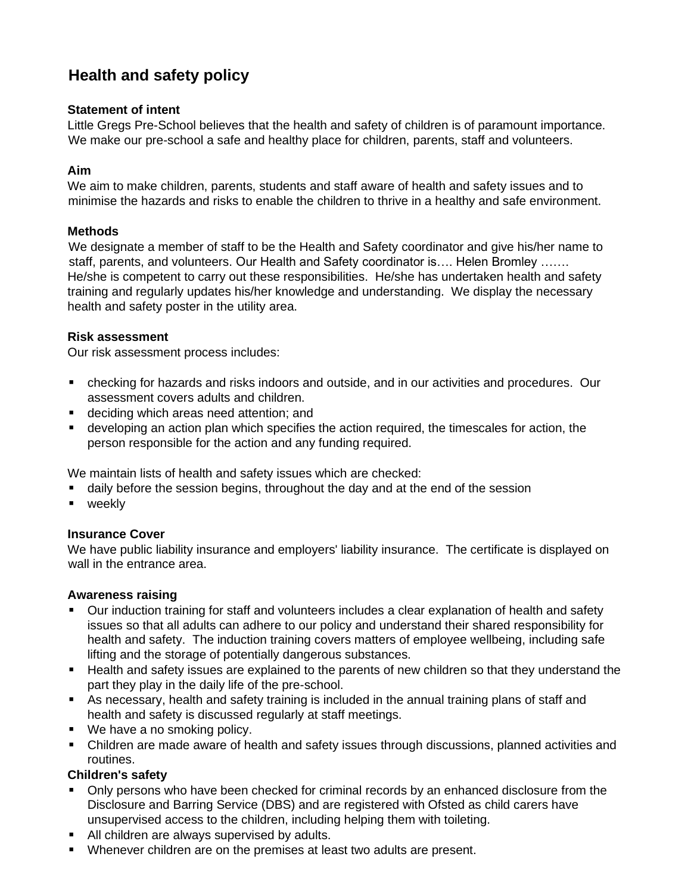# Health and safety policy

### Statement of intent

Little Gregs Pre-School believes that the health and safety of children is of paramount importance. We make our pre-school a safe and healthy place for children, parents, staff and volunteers.

### Aim

We aim to make children, parents, students and staff aware of health and safety issues and to minimise the hazards and risks to enable the children to thrive in a healthy and safe environment.

### Methods

We designate a member of staff to be the Health and Safety coordinator and give his/her name to staff, parents, and volunteers. Our Health and Safety coordinator is…. Helen Bromley ……. He/she is competent to carry out these responsibilities. He/she has undertaken health and safety training and regularly updates his/her knowledge and understanding. We display the necessary health and safety poster in the utility area.

### Risk assessment

Our risk assessment process includes:

- checking for hazards and risks indoors and outside, and in our activities and procedures. Our assessment covers adults and children.
- deciding which areas need attention; and
- developing an action plan which specifies the action required, the timescales for action, the person responsible for the action and any funding required.

We maintain lists of health and safety issues which are checked:

- daily before the session begins, throughout the day and at the end of the session
- weekly

### Insurance Cover

We have public liability insurance and employers' liability insurance. The certificate is displayed on wall in the entrance area.

### Awareness raising

- Our induction training for staff and volunteers includes a clear explanation of health and safety issues so that all adults can adhere to our policy and understand their shared responsibility for health and safety. The induction training covers matters of employee wellbeing, including safe lifting and the storage of potentially dangerous substances.
- Health and safety issues are explained to the parents of new children so that they understand the part they play in the daily life of the pre-school.
- As necessary, health and safety training is included in the annual training plans of staff and health and safety is discussed regularly at staff meetings.
- We have a no smoking policy.
- Children are made aware of health and safety issues through discussions, planned activities and routines.

### Children's safety

- Only persons who have been checked for criminal records by an enhanced disclosure from the Disclosure and Barring Service (DBS) and are registered with Ofsted as child carers have unsupervised access to the children, including helping them with toileting.
- All children are always supervised by adults.
- Whenever children are on the premises at least two adults are present.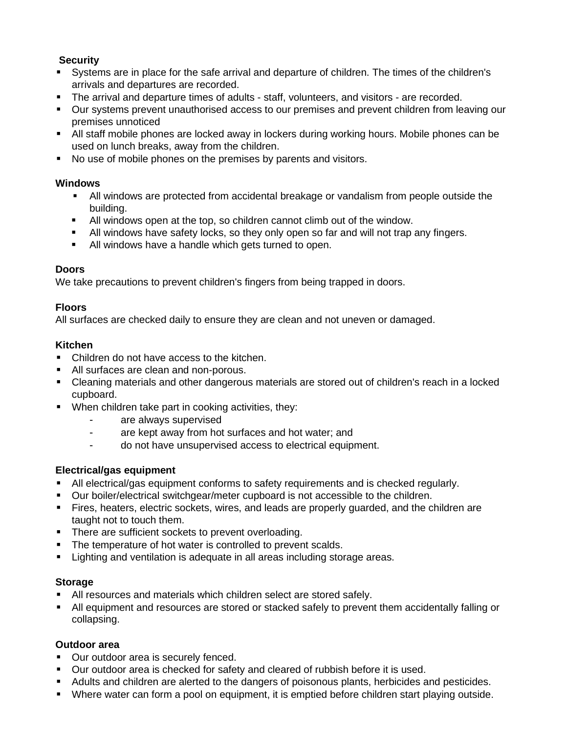**Security**

- Systems are in place for the safe arrival and departure of children. The times of the children's arrivals and departures are recorded.
- The arrival and departure times of adults - staff, volunteers, and visitors - are recorded.
- Our systems prevent unauthorised access to our premises and prevent children from leaving our premises unnoticed
- All staff mobile phones are locked away in lockers during working hours. Mobile phones can be used on lunch breaks, away from the children.
- No use of mobile phones on the premises by parents and visitors.

**Windows**

- All windows are protected from accidental breakage or vandalism from people outside the building.
- All windows open at the top, so children cannot climb out of the window.
- All windows have safety locks, so they only open so far and will not trap any fingers.
- All windows have a handle which gets turned to open.

**Doors**

We take precautions to prevent children's fingers from being trapped in doors.

**Floors**

All surfaces are checked daily to ensure they are clean and not uneven or damaged.

**Kitchen**

- Children do not have access to the kitchen.
- All surfaces are clean and non-porous.
- Cleaning materials and other dangerous materials are stored out of children's reach in a locked cupboard.
- When children take part in cooking activities, they:
  - are always supervised
  - are kept away from hot surfaces and hot water; and
  - do not have unsupervised access to electrical equipment.

**Electrical/gas equipment**

- All electrical/gas equipment conforms to safety requirements and is checked regularly.
- Our boiler/electrical switchgear/meter cupboard is not accessible to the children.
- Fires, heaters, electric sockets, wires, and leads are properly guarded, and the children are taught not to touch them.
- There are sufficient sockets to prevent overloading.
- The temperature of hot water is controlled to prevent scalds.
- Lighting and ventilation is adequate in all areas including storage areas.

**Storage**

- All resources and materials which children select are stored safely.
- All equipment and resources are stored or stacked safely to prevent them accidentally falling or collapsing.

**Outdoor area**

- Our outdoor area is securely fenced.
- Our outdoor area is checked for safety and cleared of rubbish before it is used.
- Adults and children are alerted to the dangers of poisonous plants, herbicides and pesticides.
- Where water can form a pool on equipment, it is emptied before children start playing outside.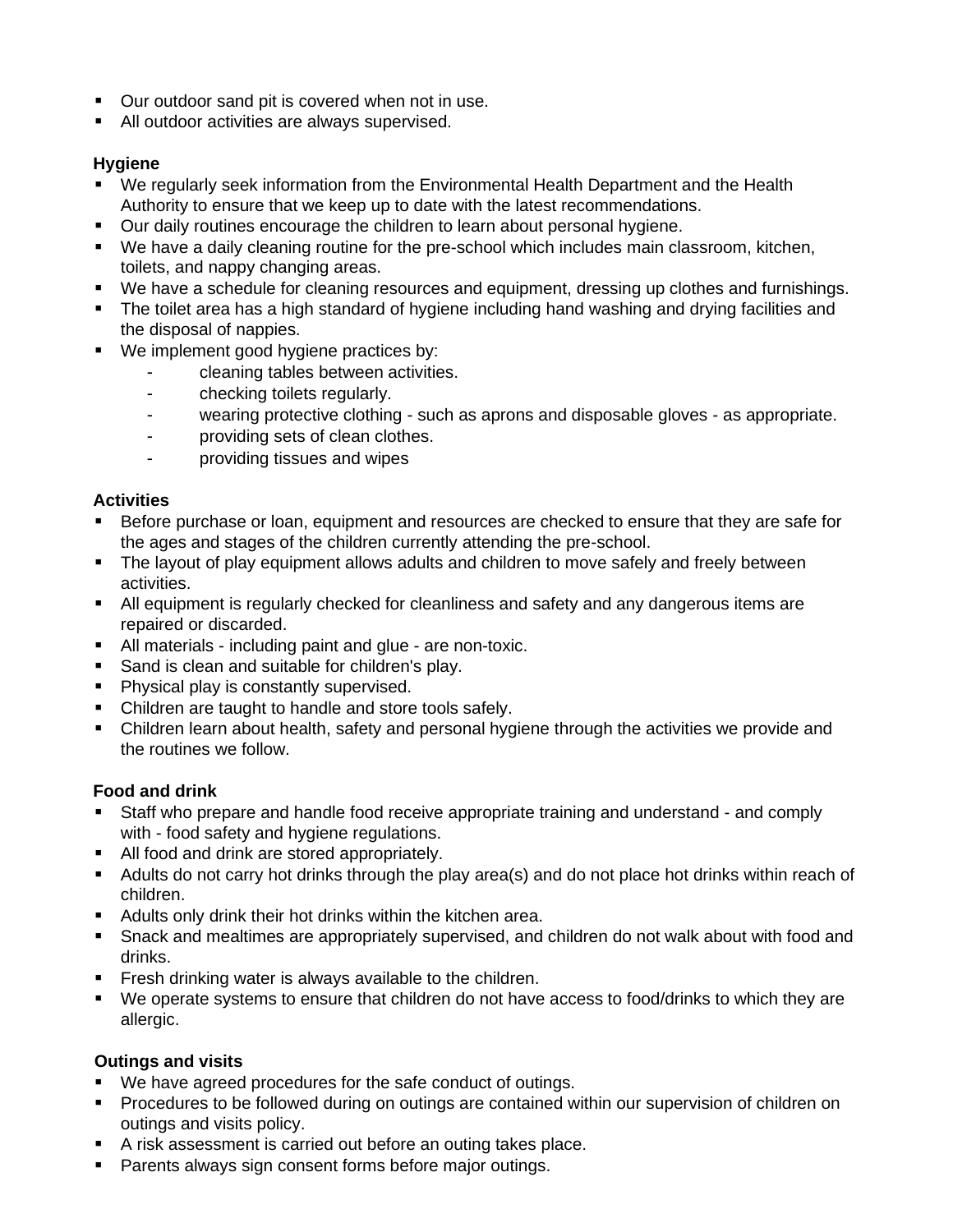- Our outdoor sand pit is covered when not in use.
- All outdoor activities are always supervised.

**Hygiene**

- We regularly seek information from the Environmental Health Department and the Health Authority to ensure that we keep up to date with the latest recommendations.
- Our daily routines encourage the children to learn about personal hygiene.
- We have a daily cleaning routine for the pre-school which includes main classroom, kitchen, toilets, and nappy changing areas.
- We have a schedule for cleaning resources and equipment, dressing up clothes and furnishings.
- The toilet area has a high standard of hygiene including hand washing and drying facilities and the disposal of nappies.
- We implement good hygiene practices by:
    - cleaning tables between activities.
    - checking toilets regularly.
    - wearing protective clothing - such as aprons and disposable gloves - as appropriate.
    - providing sets of clean clothes.
    - providing tissues and wipes

**Activities**

- Before purchase or loan, equipment and resources are checked to ensure that they are safe for the ages and stages of the children currently attending the pre-school.
- The layout of play equipment allows adults and children to move safely and freely between activities.
- All equipment is regularly checked for cleanliness and safety and any dangerous items are repaired or discarded.
- All materials - including paint and glue - are non-toxic.
- Sand is clean and suitable for children's play.
- Physical play is constantly supervised.
- Children are taught to handle and store tools safely.
- Children learn about health, safety and personal hygiene through the activities we provide and the routines we follow.

**Food and drink**

- Staff who prepare and handle food receive appropriate training and understand - and comply with - food safety and hygiene regulations.
- All food and drink are stored appropriately.
- Adults do not carry hot drinks through the play area(s) and do not place hot drinks within reach of children.
- Adults only drink their hot drinks within the kitchen area.
- Snack and mealtimes are appropriately supervised, and children do not walk about with food and drinks.
- Fresh drinking water is always available to the children.
- We operate systems to ensure that children do not have access to food/drinks to which they are allergic.

**Outings and visits**

- We have agreed procedures for the safe conduct of outings.
- Procedures to be followed during on outings are contained within our supervision of children on outings and visits policy.
- A risk assessment is carried out before an outing takes place.
- Parents always sign consent forms before major outings.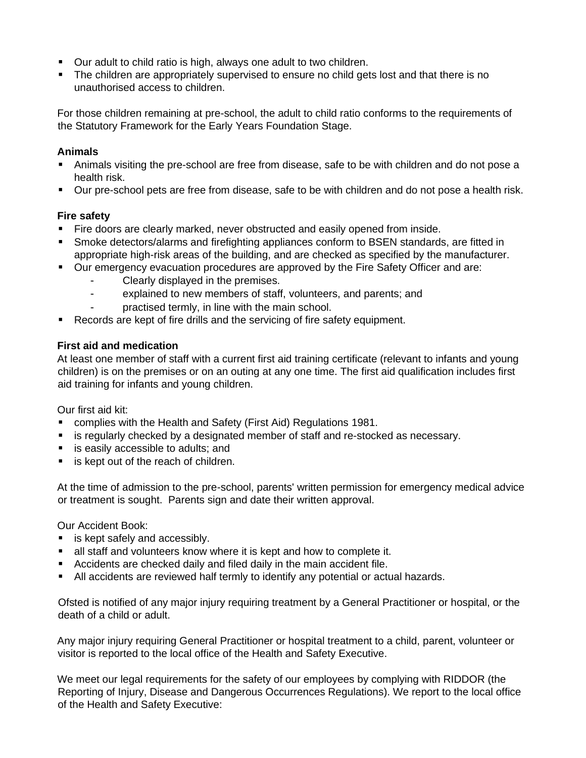- Our adult to child ratio is high, always one adult to two children.
- The children are appropriately supervised to ensure no child gets lost and that there is no unauthorised access to children.

For those children remaining at pre-school, the adult to child ratio conforms to the requirements of the Statutory Framework for the Early Years Foundation Stage.

**Animals**

- Animals visiting the pre-school are free from disease, safe to be with children and do not pose a health risk.
- Our pre-school pets are free from disease, safe to be with children and do not pose a health risk.

**Fire safety**

- Fire doors are clearly marked, never obstructed and easily opened from inside.
- Smoke detectors/alarms and firefighting appliances conform to BSEN standards, are fitted in appropriate high-risk areas of the building, and are checked as specified by the manufacturer.
- Our emergency evacuation procedures are approved by the Fire Safety Officer and are:
  - Clearly displayed in the premises.
  - explained to new members of staff, volunteers, and parents; and
  - practised termly, in line with the main school.
- Records are kept of fire drills and the servicing of fire safety equipment.

**First aid and medication**

At least one member of staff with a current first aid training certificate (relevant to infants and young children) is on the premises or on an outing at any one time. The first aid qualification includes first aid training for infants and young children.

Our first aid kit:

- complies with the Health and Safety (First Aid) Regulations 1981.
- is regularly checked by a designated member of staff and re-stocked as necessary.
- is easily accessible to adults; and
- is kept out of the reach of children.

At the time of admission to the pre-school, parents' written permission for emergency medical advice or treatment is sought. Parents sign and date their written approval.

Our Accident Book:

- is kept safely and accessibly.
- all staff and volunteers know where it is kept and how to complete it.
- Accidents are checked daily and filed daily in the main accident file.
- All accidents are reviewed half termly to identify any potential or actual hazards.

Ofsted is notified of any major injury requiring treatment by a General Practitioner or hospital, or the death of a child or adult.

Any major injury requiring General Practitioner or hospital treatment to a child, parent, volunteer or visitor is reported to the local office of the Health and Safety Executive.

We meet our legal requirements for the safety of our employees by complying with RIDDOR (the Reporting of Injury, Disease and Dangerous Occurrences Regulations). We report to the local office of the Health and Safety Executive: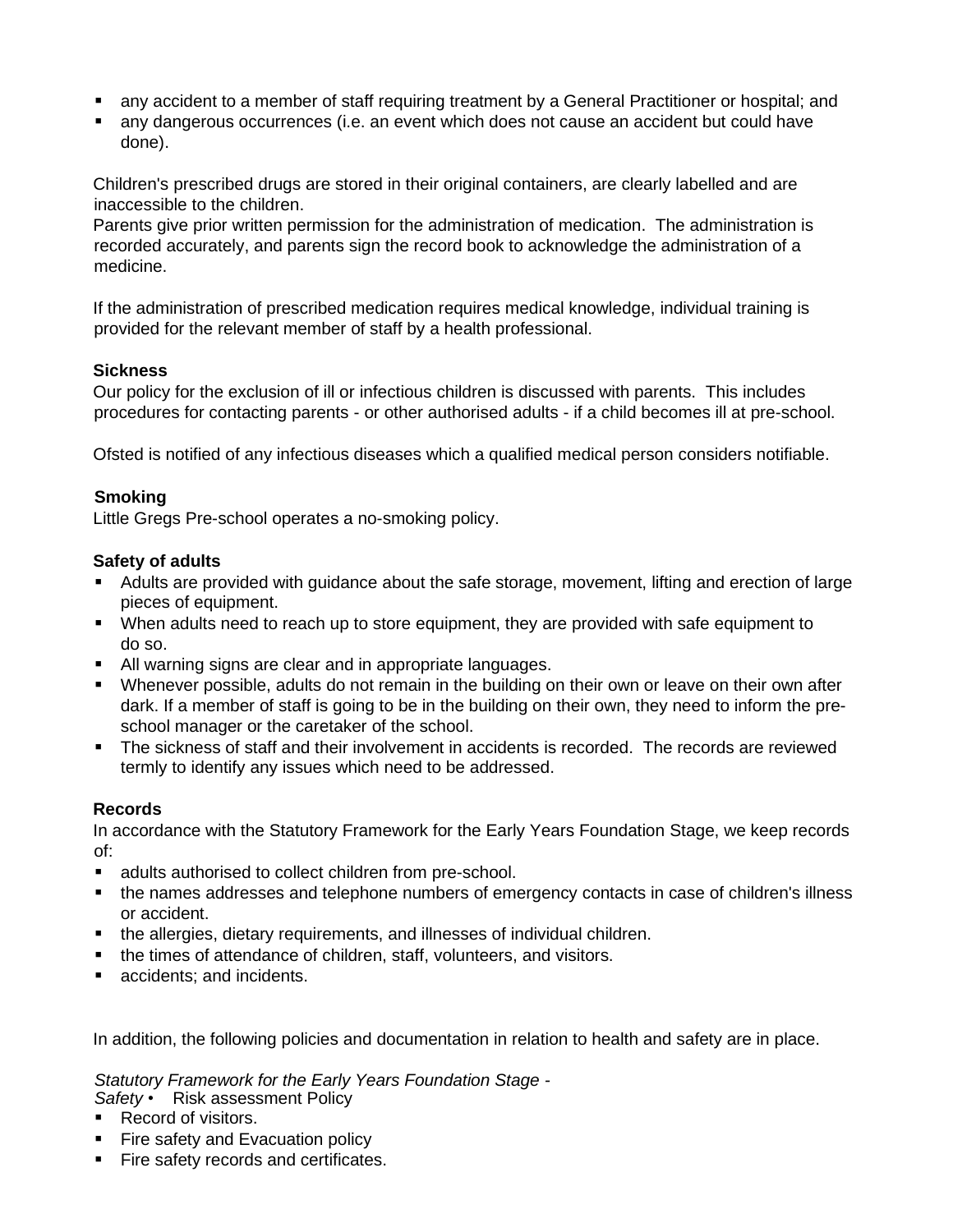- any accident to a member of staff requiring treatment by a General Practitioner or hospital; and
- any dangerous occurrences (i.e. an event which does not cause an accident but could have done).

Children's prescribed drugs are stored in their original containers, are clearly labelled and are inaccessible to the children.
Parents give prior written permission for the administration of medication. The administration is recorded accurately, and parents sign the record book to acknowledge the administration of a medicine.

If the administration of prescribed medication requires medical knowledge, individual training is provided for the relevant member of staff by a health professional.

**Sickness**
Our policy for the exclusion of ill or infectious children is discussed with parents. This includes procedures for contacting parents - or other authorised adults - if a child becomes ill at pre-school.

Ofsted is notified of any infectious diseases which a qualified medical person considers notifiable.

**Smoking**
Little Gregs Pre-school operates a no-smoking policy.

**Safety of adults**

- Adults are provided with guidance about the safe storage, movement, lifting and erection of large pieces of equipment.
- When adults need to reach up to store equipment, they are provided with safe equipment to do so.
- All warning signs are clear and in appropriate languages.
- Whenever possible, adults do not remain in the building on their own or leave on their own after dark. If a member of staff is going to be in the building on their own, they need to inform the pre-school manager or the caretaker of the school.
- The sickness of staff and their involvement in accidents is recorded. The records are reviewed termly to identify any issues which need to be addressed.

**Records**
In accordance with the Statutory Framework for the Early Years Foundation Stage, we keep records of:

- adults authorised to collect children from pre-school.
- the names addresses and telephone numbers of emergency contacts in case of children's illness or accident.
- the allergies, dietary requirements, and illnesses of individual children.
- the times of attendance of children, staff, volunteers, and visitors.
- accidents; and incidents.

In addition, the following policies and documentation in relation to health and safety are in place.

*Statutory Framework for the Early Years Foundation Stage - Safety*

- Risk assessment Policy
- Record of visitors.
- Fire safety and Evacuation policy
- Fire safety records and certificates.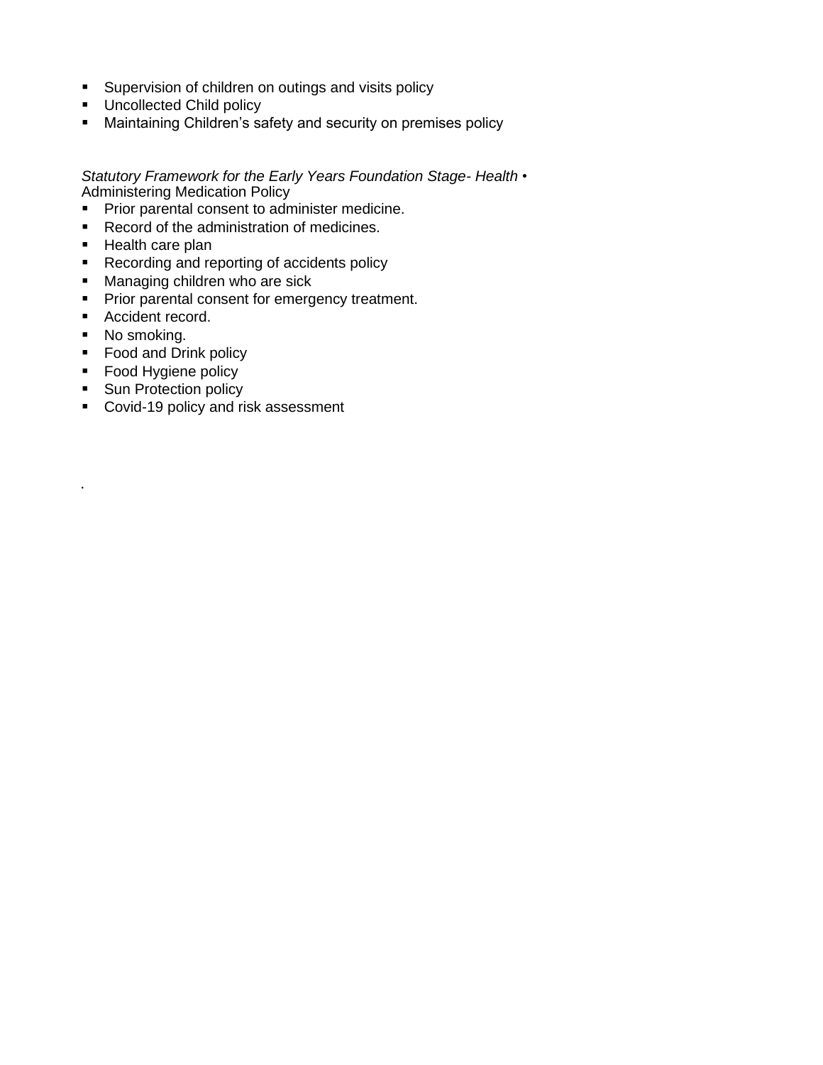- Supervision of children on outings and visits policy
- Uncollected Child policy
- Maintaining Children's safety and security on premises policy

*Statutory Framework for the Early Years Foundation Stage- Health* •
Administering Medication Policy

- Prior parental consent to administer medicine.
- Record of the administration of medicines.
- Health care plan
- Recording and reporting of accidents policy
- Managing children who are sick
- Prior parental consent for emergency treatment.
- Accident record.
- No smoking.
- Food and Drink policy
- Food Hygiene policy
- Sun Protection policy
- Covid-19 policy and risk assessment

.